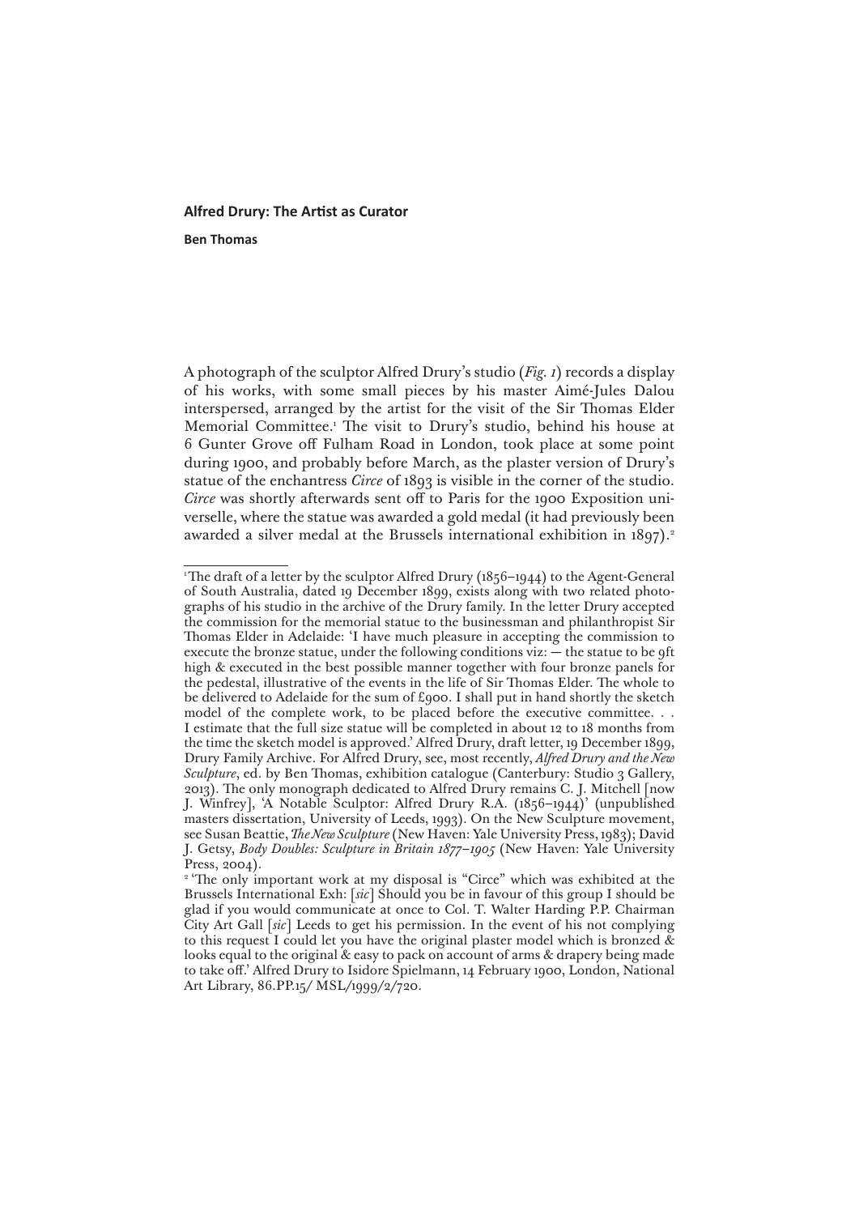## Alfred Drury: The Artist as Curator

**Ben Thomas**

A photograph of the sculptor Alfred Drury's studio (*Fig. 1*) records a display of his works, with some small pieces by his master Aimé-Jules Dalou interspersed, arranged by the artist for the visit of the Sir Thomas Elder Memorial Committee.[1] The visit to Drury's studio, behind his house at 6 Gunter Grove off Fulham Road in London, took place at some point during 1900, and probably before March, as the plaster version of Drury's statue of the enchantress *Circe* of 1893 is visible in the corner of the studio. *Circe* was shortly afterwards sent off to Paris for the 1900 Exposition universelle, where the statue was awarded a gold medal (it had previously been awarded a silver medal at the Brussels international exhibition in 1897).[2]

---

[1] The draft of a letter by the sculptor Alfred Drury (1856–1944) to the Agent-General of South Australia, dated 19 December 1899, exists along with two related photographs of his studio in the archive of the Drury family. In the letter Drury accepted the commission for the memorial statue to the businessman and philanthropist Sir Thomas Elder in Adelaide: 'I have much pleasure in accepting the commission to execute the bronze statue, under the following conditions viz: — the statue to be 9ft high & executed in the best possible manner together with four bronze panels for the pedestal, illustrative of the events in the life of Sir Thomas Elder. The whole to be delivered to Adelaide for the sum of £900. I shall put in hand shortly the sketch model of the complete work, to be placed before the executive committee. . . I estimate that the full size statue will be completed in about 12 to 18 months from the time the sketch model is approved.' Alfred Drury, draft letter, 19 December 1899, Drury Family Archive. For Alfred Drury, see, most recently, *Alfred Drury and the New Sculpture*, ed. by Ben Thomas, exhibition catalogue (Canterbury: Studio 3 Gallery, 2013). The only monograph dedicated to Alfred Drury remains C. J. Mitchell [now J. Winfrey], 'A Notable Sculptor: Alfred Drury R.A. (1856–1944)' (unpublished masters dissertation, University of Leeds, 1993). On the New Sculpture movement, see Susan Beattie, *The New Sculpture* (New Haven: Yale University Press, 1983); David J. Getsy, *Body Doubles: Sculpture in Britain 1877–1905* (New Haven: Yale University Press, 2004).

[2] 'The only important work at my disposal is "Circe" which was exhibited at the Brussels International Exh: [*sic*] Should you be in favour of this group I should be glad if you would communicate at once to Col. T. Walter Harding P.P. Chairman City Art Gall [*sic*] Leeds to get his permission. In the event of his not complying to this request I could let you have the original plaster model which is bronzed & looks equal to the original & easy to pack on account of arms & drapery being made to take off.' Alfred Drury to Isidore Spielmann, 14 February 1900, London, National Art Library, 86.PP.15/ MSL/1999/2/720.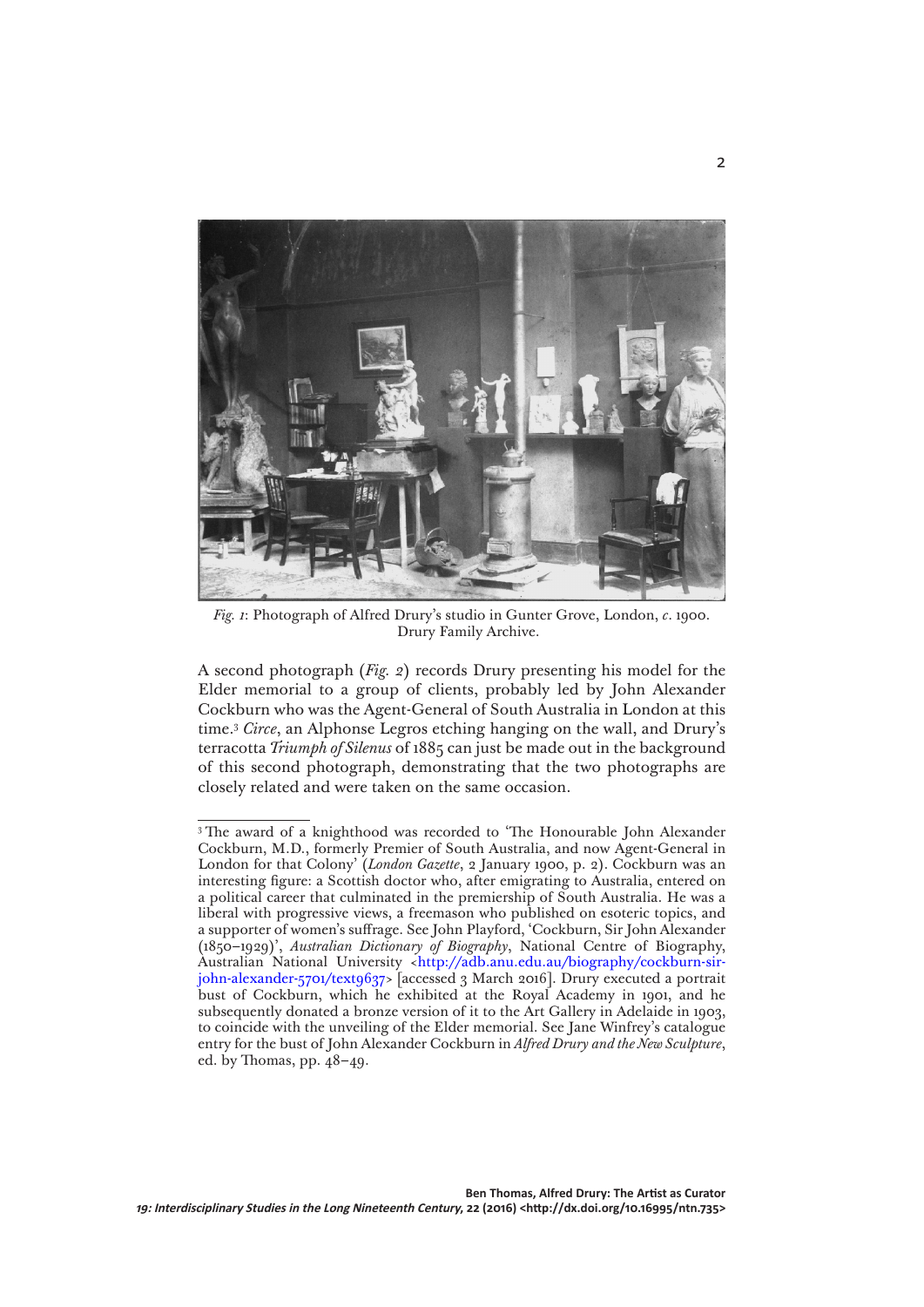*Fig. 1*: Photograph of Alfred Drury's studio in Gunter Grove, London, *c*. 1900. Drury Family Archive.

A second photograph (*Fig. 2*) records Drury presenting his model for the Elder memorial to a group of clients, probably led by John Alexander Cockburn who was the Agent-General of South Australia in London at this time.[3] *Circe*, an Alphonse Legros etching hanging on the wall, and Drury's terracotta *Triumph of Silenus* of 1885 can just be made out in the background of this second photograph, demonstrating that the two photographs are closely related and were taken on the same occasion.

---

[3] The award of a knighthood was recorded to 'The Honourable John Alexander Cockburn, M.D., formerly Premier of South Australia, and now Agent-General in London for that Colony' (*London Gazette*, 2 January 1900, p. 2). Cockburn was an interesting figure: a Scottish doctor who, after emigrating to Australia, entered on a political career that culminated in the premiership of South Australia. He was a liberal with progressive views, a freemason who published on esoteric topics, and a supporter of women's suffrage. See John Playford, 'Cockburn, Sir John Alexander (1850–1929)', *Australian Dictionary of Biography*, National Centre of Biography, Australian National University <http://adb.anu.edu.au/biography/cockburn-sir-john-alexander-5701/text9637> [accessed 3 March 2016]. Drury executed a portrait bust of Cockburn, which he exhibited at the Royal Academy in 1901, and he subsequently donated a bronze version of it to the Art Gallery in Adelaide in 1903, to coincide with the unveiling of the Elder memorial. See Jane Winfrey's catalogue entry for the bust of John Alexander Cockburn in *Alfred Drury and the New Sculpture*, ed. by Thomas, pp. 48–49.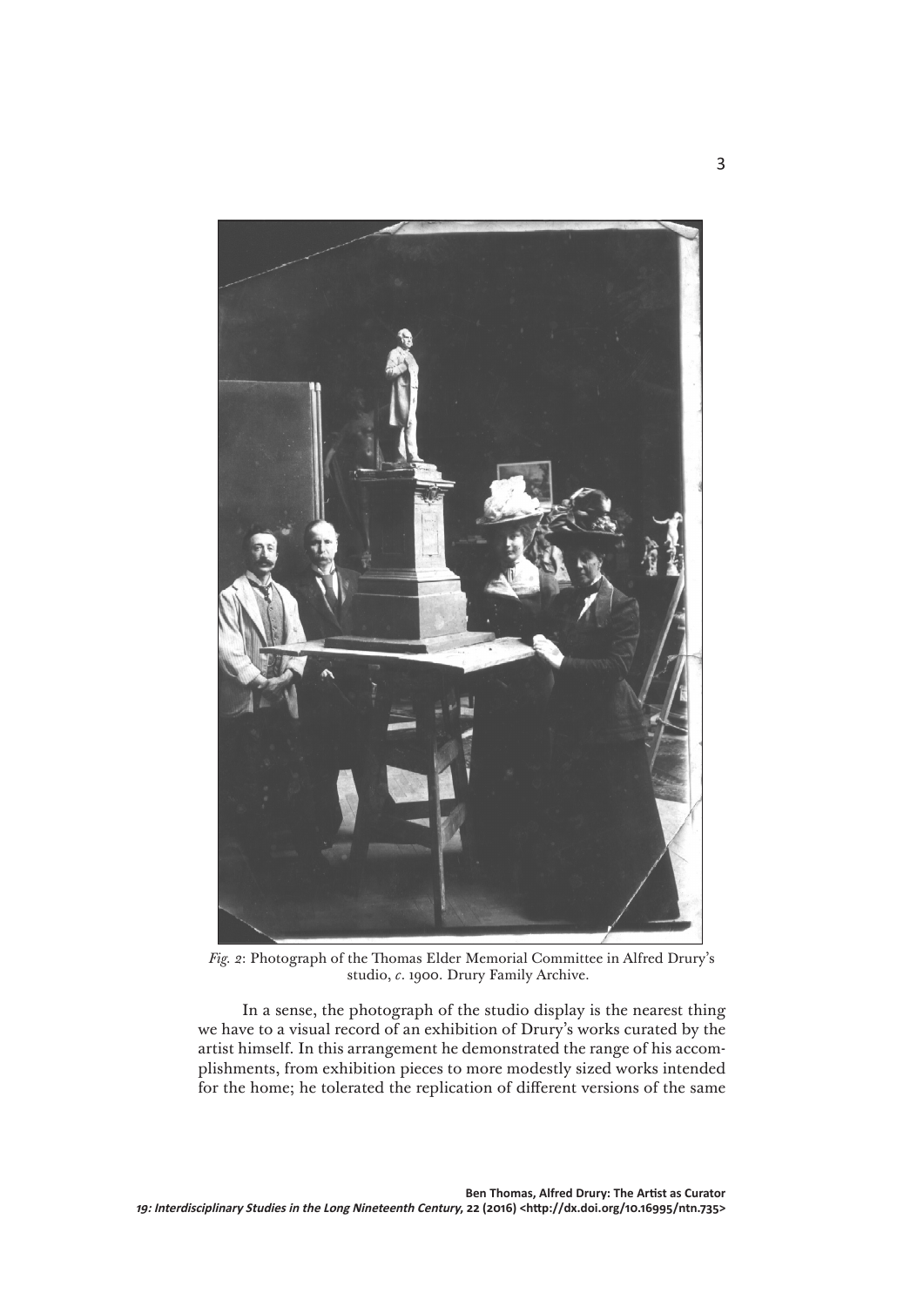*Fig. 2*: Photograph of the Thomas Elder Memorial Committee in Alfred Drury's studio, *c*. 1900. Drury Family Archive.

In a sense, the photograph of the studio display is the nearest thing we have to a visual record of an exhibition of Drury's works curated by the artist himself. In this arrangement he demonstrated the range of his accomplishments, from exhibition pieces to more modestly sized works intended for the home; he tolerated the replication of different versions of the same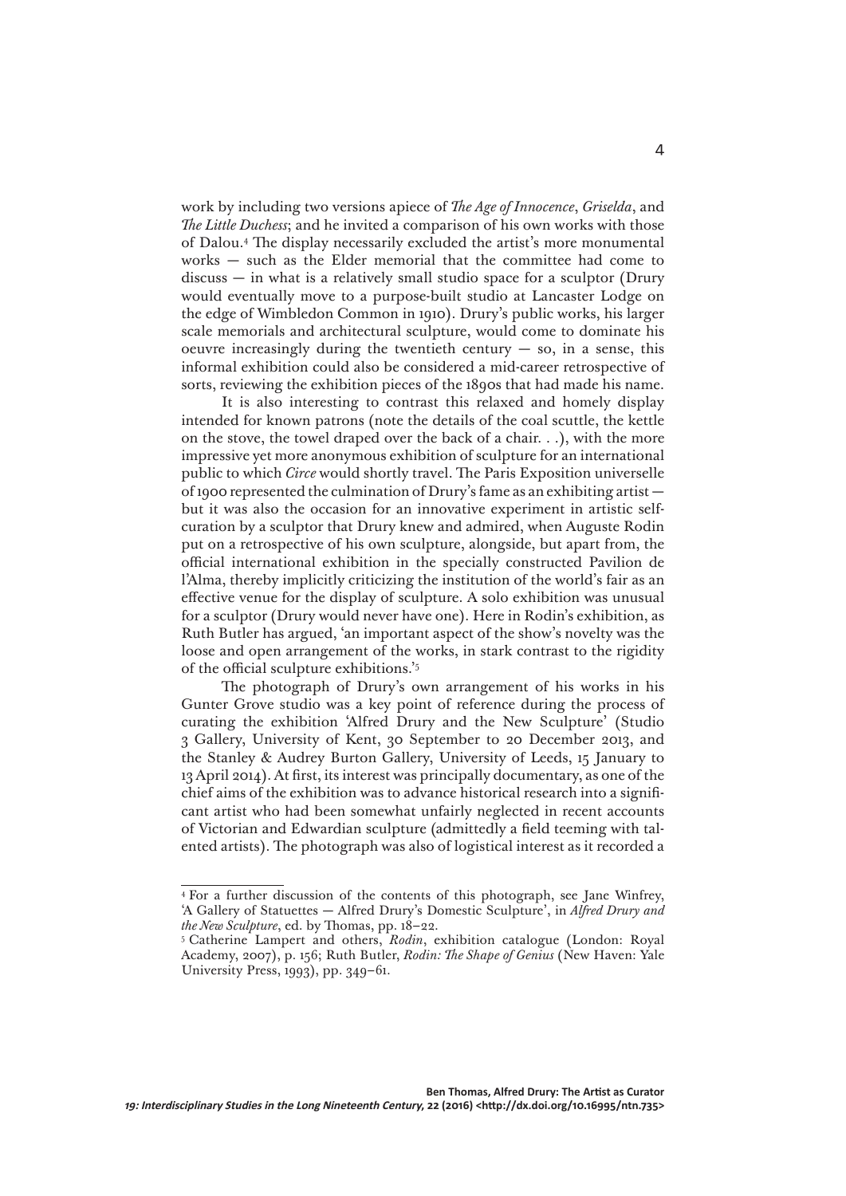work by including two versions apiece of *The Age of Innocence*, *Griselda*, and *The Little Duchess*; and he invited a comparison of his own works with those of Dalou.[4] The display necessarily excluded the artist's more monumental works — such as the Elder memorial that the committee had come to discuss — in what is a relatively small studio space for a sculptor (Drury would eventually move to a purpose-built studio at Lancaster Lodge on the edge of Wimbledon Common in 1910). Drury's public works, his larger scale memorials and architectural sculpture, would come to dominate his oeuvre increasingly during the twentieth century — so, in a sense, this informal exhibition could also be considered a mid-career retrospective of sorts, reviewing the exhibition pieces of the 1890s that had made his name.

It is also interesting to contrast this relaxed and homely display intended for known patrons (note the details of the coal scuttle, the kettle on the stove, the towel draped over the back of a chair. . .), with the more impressive yet more anonymous exhibition of sculpture for an international public to which *Circe* would shortly travel. The Paris Exposition universelle of 1900 represented the culmination of Drury's fame as an exhibiting artist — but it was also the occasion for an innovative experiment in artistic self-curation by a sculptor that Drury knew and admired, when Auguste Rodin put on a retrospective of his own sculpture, alongside, but apart from, the official international exhibition in the specially constructed Pavilion de l'Alma, thereby implicitly criticizing the institution of the world's fair as an effective venue for the display of sculpture. A solo exhibition was unusual for a sculptor (Drury would never have one). Here in Rodin's exhibition, as Ruth Butler has argued, 'an important aspect of the show's novelty was the loose and open arrangement of the works, in stark contrast to the rigidity of the official sculpture exhibitions.'[5]

The photograph of Drury's own arrangement of his works in his Gunter Grove studio was a key point of reference during the process of curating the exhibition 'Alfred Drury and the New Sculpture' (Studio 3 Gallery, University of Kent, 30 September to 20 December 2013, and the Stanley & Audrey Burton Gallery, University of Leeds, 15 January to 13 April 2014). At first, its interest was principally documentary, as one of the chief aims of the exhibition was to advance historical research into a significant artist who had been somewhat unfairly neglected in recent accounts of Victorian and Edwardian sculpture (admittedly a field teeming with talented artists). The photograph was also of logistical interest as it recorded a

---

[4] For a further discussion of the contents of this photograph, see Jane Winfrey, 'A Gallery of Statuettes — Alfred Drury's Domestic Sculpture', in *Alfred Drury and the New Sculpture*, ed. by Thomas, pp. 18–22.

[5] Catherine Lampert and others, *Rodin*, exhibition catalogue (London: Royal Academy, 2007), p. 156; Ruth Butler, *Rodin: The Shape of Genius* (New Haven: Yale University Press, 1993), pp. 349–61.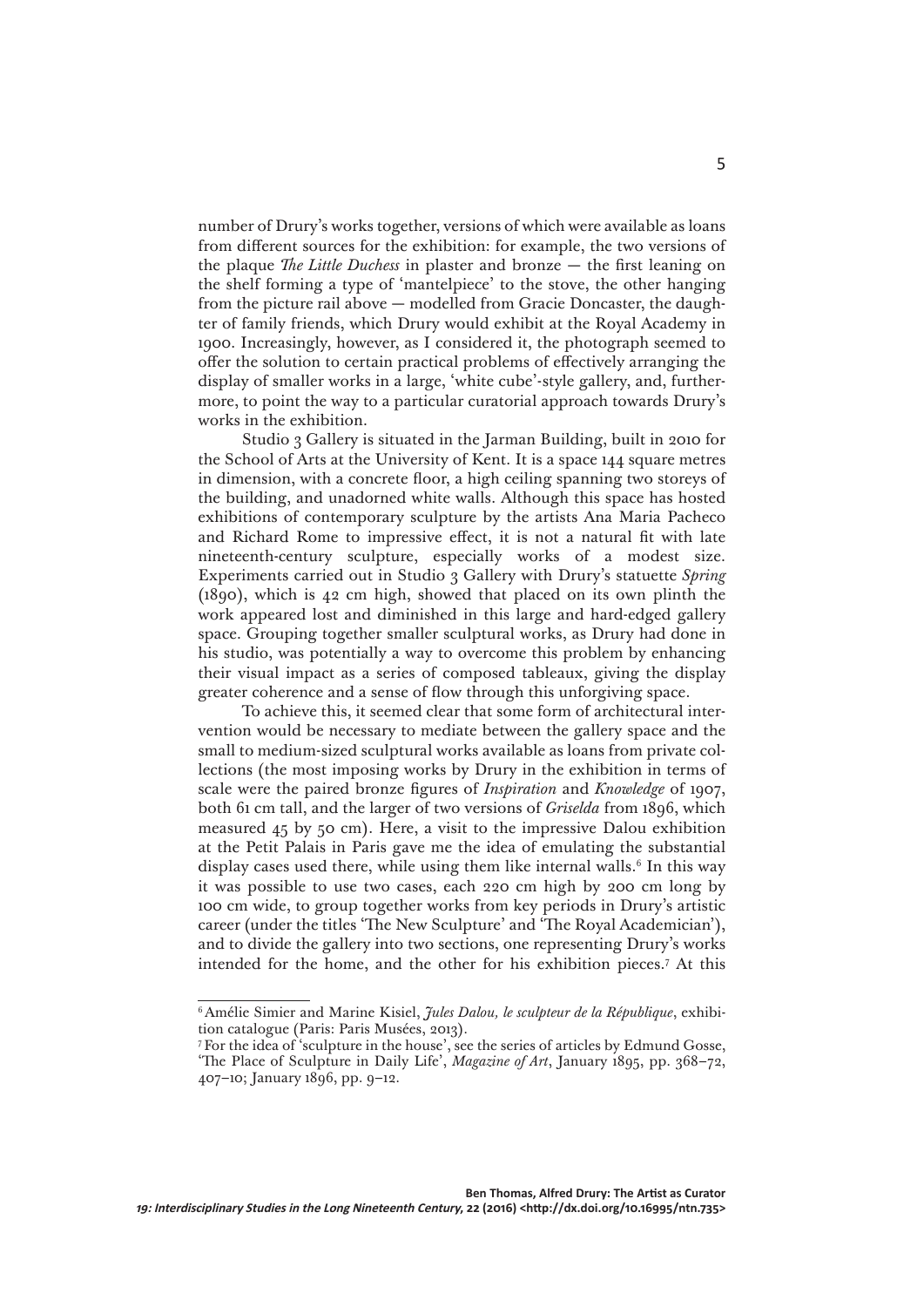number of Drury's works together, versions of which were available as loans from different sources for the exhibition: for example, the two versions of the plaque *The Little Duchess* in plaster and bronze — the first leaning on the shelf forming a type of 'mantelpiece' to the stove, the other hanging from the picture rail above — modelled from Gracie Doncaster, the daughter of family friends, which Drury would exhibit at the Royal Academy in 1900. Increasingly, however, as I considered it, the photograph seemed to offer the solution to certain practical problems of effectively arranging the display of smaller works in a large, 'white cube'-style gallery, and, furthermore, to point the way to a particular curatorial approach towards Drury's works in the exhibition.

Studio 3 Gallery is situated in the Jarman Building, built in 2010 for the School of Arts at the University of Kent. It is a space 144 square metres in dimension, with a concrete floor, a high ceiling spanning two storeys of the building, and unadorned white walls. Although this space has hosted exhibitions of contemporary sculpture by the artists Ana Maria Pacheco and Richard Rome to impressive effect, it is not a natural fit with late nineteenth-century sculpture, especially works of a modest size. Experiments carried out in Studio 3 Gallery with Drury's statuette *Spring* (1890), which is 42 cm high, showed that placed on its own plinth the work appeared lost and diminished in this large and hard-edged gallery space. Grouping together smaller sculptural works, as Drury had done in his studio, was potentially a way to overcome this problem by enhancing their visual impact as a series of composed tableaux, giving the display greater coherence and a sense of flow through this unforgiving space.

To achieve this, it seemed clear that some form of architectural intervention would be necessary to mediate between the gallery space and the small to medium-sized sculptural works available as loans from private collections (the most imposing works by Drury in the exhibition in terms of scale were the paired bronze figures of *Inspiration* and *Knowledge* of 1907, both 61 cm tall, and the larger of two versions of *Griselda* from 1896, which measured 45 by 50 cm). Here, a visit to the impressive Dalou exhibition at the Petit Palais in Paris gave me the idea of emulating the substantial display cases used there, while using them like internal walls.[6] In this way it was possible to use two cases, each 220 cm high by 200 cm long by 100 cm wide, to group together works from key periods in Drury's artistic career (under the titles 'The New Sculpture' and 'The Royal Academician'), and to divide the gallery into two sections, one representing Drury's works intended for the home, and the other for his exhibition pieces.[7] At this

---

[6] Amélie Simier and Marine Kisiel, *Jules Dalou, le sculpteur de la République*, exhibition catalogue (Paris: Paris Musées, 2013).

[7] For the idea of 'sculpture in the house', see the series of articles by Edmund Gosse, 'The Place of Sculpture in Daily Life', *Magazine of Art*, January 1895, pp. 368–72, 407–10; January 1896, pp. 9–12.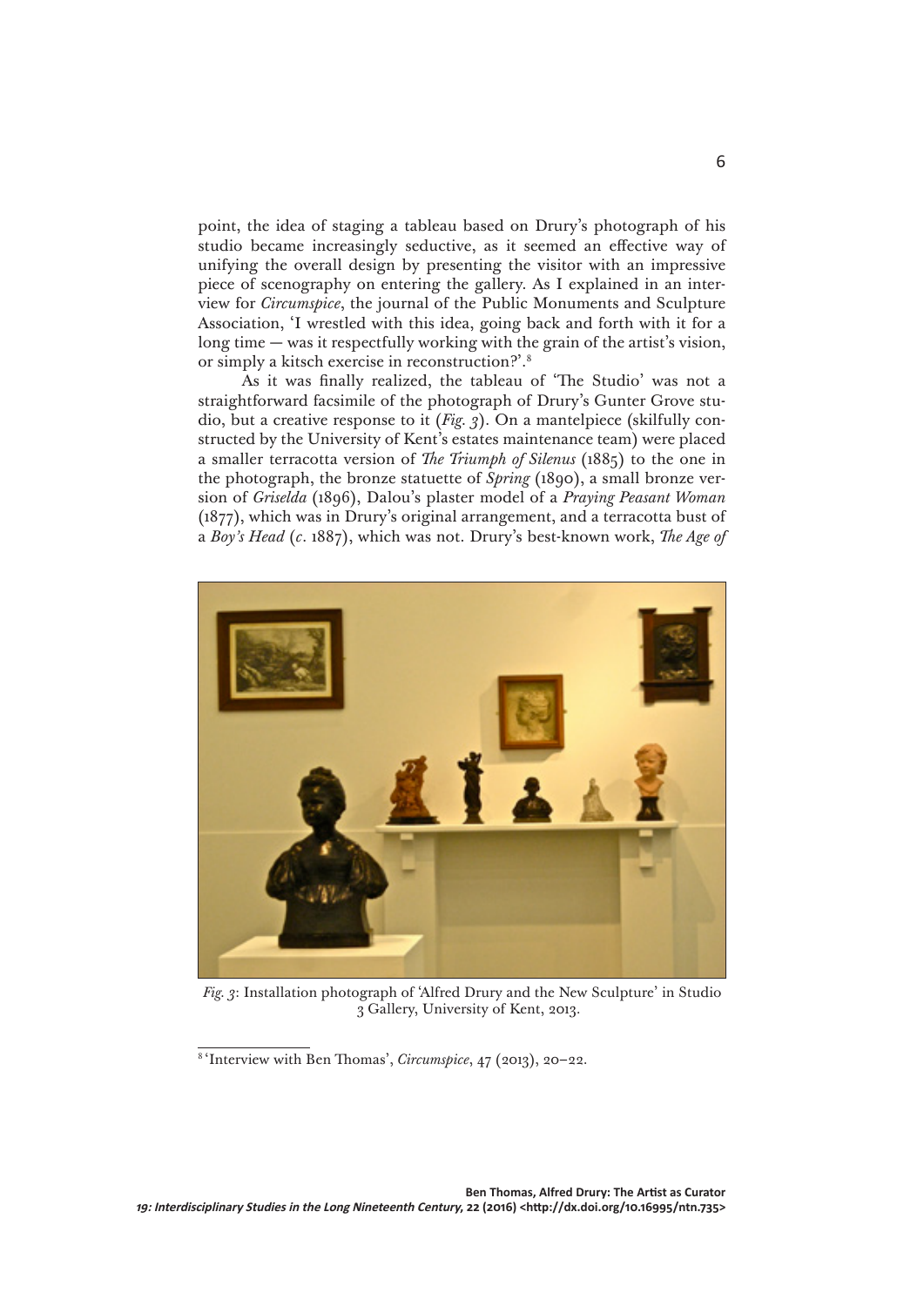point, the idea of staging a tableau based on Drury's photograph of his studio became increasingly seductive, as it seemed an effective way of unifying the overall design by presenting the visitor with an impressive piece of scenography on entering the gallery. As I explained in an interview for *Circumspice*, the journal of the Public Monuments and Sculpture Association, 'I wrestled with this idea, going back and forth with it for a long time — was it respectfully working with the grain of the artist's vision, or simply a kitsch exercise in reconstruction?'.[8]

As it was finally realized, the tableau of 'The Studio' was not a straightforward facsimile of the photograph of Drury's Gunter Grove studio, but a creative response to it (*Fig. 3*). On a mantelpiece (skilfully constructed by the University of Kent's estates maintenance team) were placed a smaller terracotta version of *The Triumph of Silenus* (1885) to the one in the photograph, the bronze statuette of *Spring* (1890), a small bronze version of *Griselda* (1896), Dalou's plaster model of a *Praying Peasant Woman* (1877), which was in Drury's original arrangement, and a terracotta bust of a *Boy's Head* (*c*. 1887), which was not. Drury's best-known work, *The Age of*

*Fig. 3*: Installation photograph of 'Alfred Drury and the New Sculpture' in Studio 3 Gallery, University of Kent, 2013.

[8] 'Interview with Ben Thomas', *Circumspice*, 47 (2013), 20–22.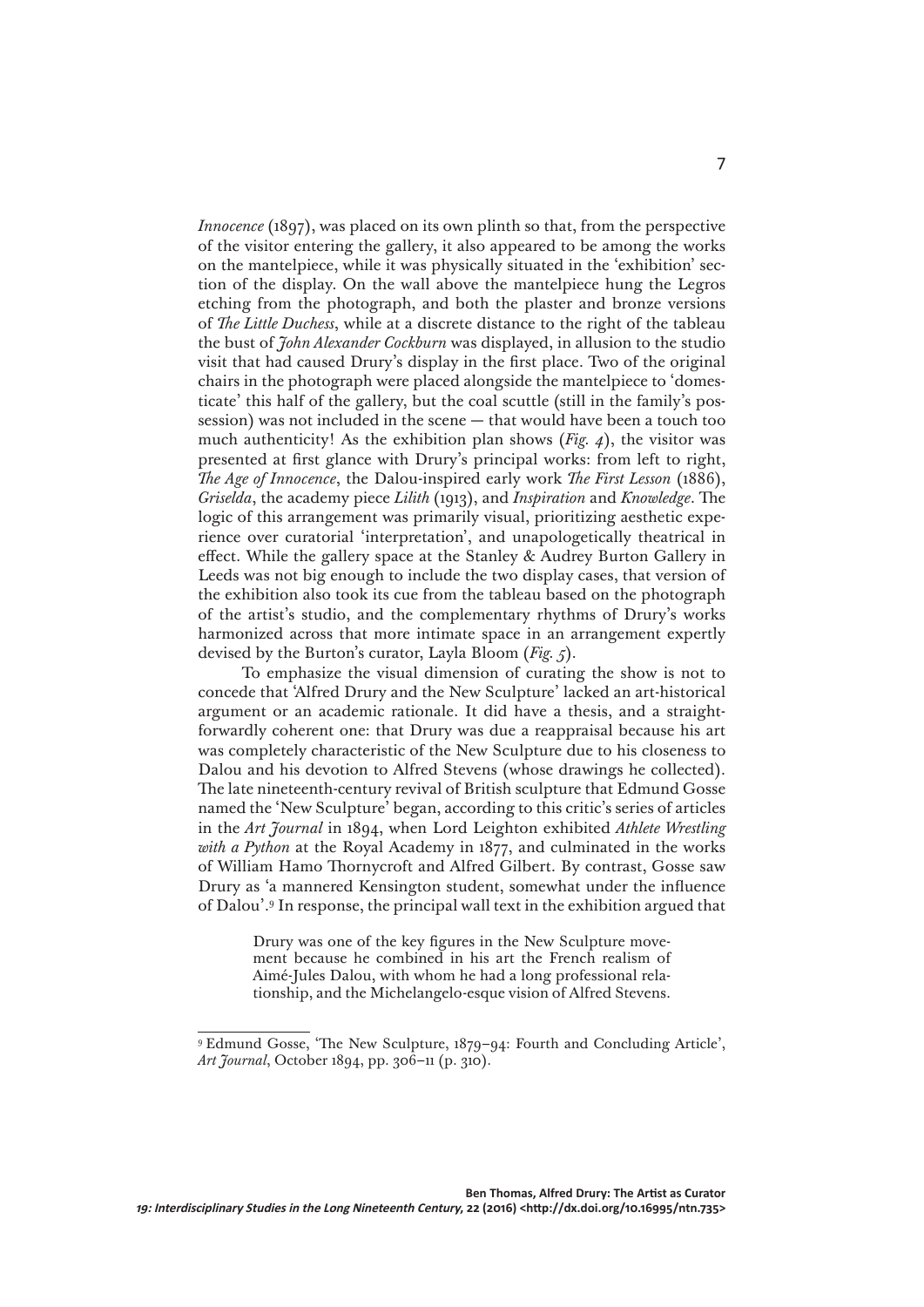*Innocence* (1897), was placed on its own plinth so that, from the perspective of the visitor entering the gallery, it also appeared to be among the works on the mantelpiece, while it was physically situated in the 'exhibition' section of the display. On the wall above the mantelpiece hung the Legros etching from the photograph, and both the plaster and bronze versions of *The Little Duchess*, while at a discrete distance to the right of the tableau the bust of *John Alexander Cockburn* was displayed, in allusion to the studio visit that had caused Drury's display in the first place. Two of the original chairs in the photograph were placed alongside the mantelpiece to 'domesticate' this half of the gallery, but the coal scuttle (still in the family's possession) was not included in the scene — that would have been a touch too much authenticity! As the exhibition plan shows (*Fig. 4*), the visitor was presented at first glance with Drury's principal works: from left to right, *The Age of Innocence*, the Dalou-inspired early work *The First Lesson* (1886), *Griselda*, the academy piece *Lilith* (1913), and *Inspiration* and *Knowledge*. The logic of this arrangement was primarily visual, prioritizing aesthetic experience over curatorial 'interpretation', and unapologetically theatrical in effect. While the gallery space at the Stanley & Audrey Burton Gallery in Leeds was not big enough to include the two display cases, that version of the exhibition also took its cue from the tableau based on the photograph of the artist's studio, and the complementary rhythms of Drury's works harmonized across that more intimate space in an arrangement expertly devised by the Burton's curator, Layla Bloom (*Fig. 5*).

To emphasize the visual dimension of curating the show is not to concede that 'Alfred Drury and the New Sculpture' lacked an art-historical argument or an academic rationale. It did have a thesis, and a straightforwardly coherent one: that Drury was due a reappraisal because his art was completely characteristic of the New Sculpture due to his closeness to Dalou and his devotion to Alfred Stevens (whose drawings he collected). The late nineteenth-century revival of British sculpture that Edmund Gosse named the 'New Sculpture' began, according to this critic's series of articles in the *Art Journal* in 1894, when Lord Leighton exhibited *Athlete Wrestling with a Python* at the Royal Academy in 1877, and culminated in the works of William Hamo Thornycroft and Alfred Gilbert. By contrast, Gosse saw Drury as 'a mannered Kensington student, somewhat under the influence of Dalou'.[9] In response, the principal wall text in the exhibition argued that

> Drury was one of the key figures in the New Sculpture movement because he combined in his art the French realism of Aimé-Jules Dalou, with whom he had a long professional relationship, and the Michelangelo-esque vision of Alfred Stevens.

---

[9] Edmund Gosse, 'The New Sculpture, 1879–94: Fourth and Concluding Article', *Art Journal*, October 1894, pp. 306–11 (p. 310).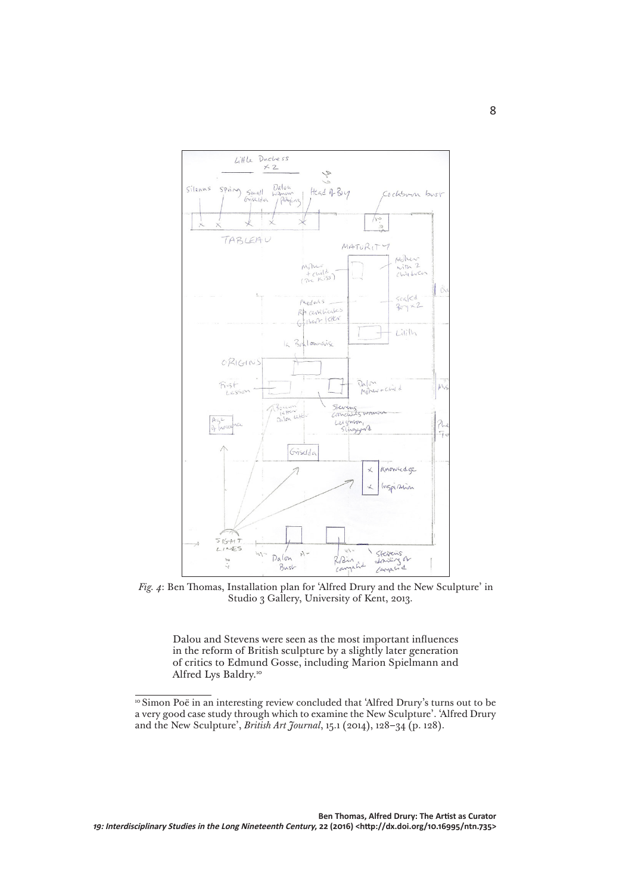*Fig. 4*: Ben Thomas, Installation plan for 'Alfred Drury and the New Sculpture' in Studio 3 Gallery, University of Kent, 2013.

> Dalou and Stevens were seen as the most important influences in the reform of British sculpture by a slightly later generation of critics to Edmund Gosse, including Marion Spielmann and Alfred Lys Baldry.[10]

[10] Simon Poë in an interesting review concluded that 'Alfred Drury's turns out to be a very good case study through which to examine the New Sculpture'. 'Alfred Drury and the New Sculpture', *British Art Journal*, 15.1 (2014), 128–34 (p. 128).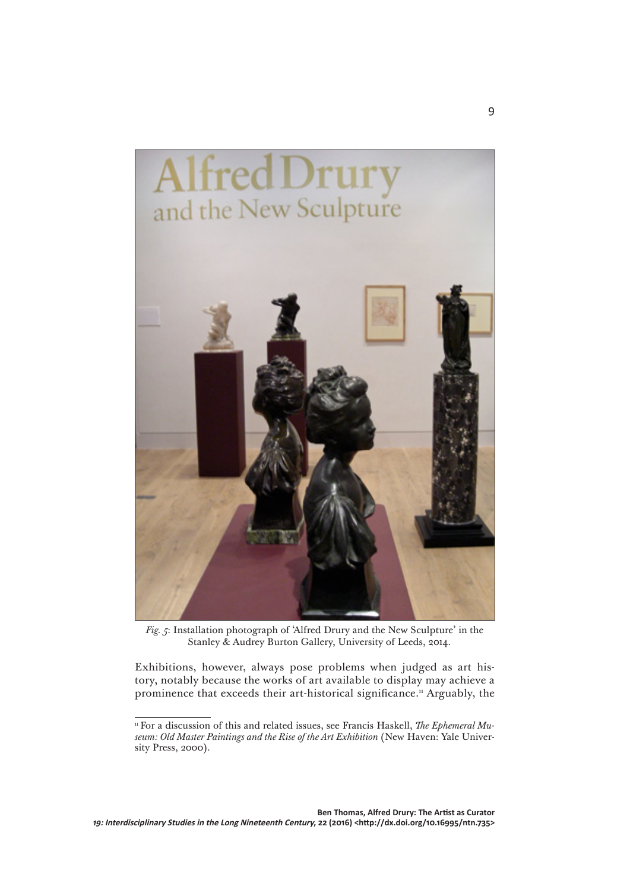*Fig. 5*: Installation photograph of 'Alfred Drury and the New Sculpture' in the Stanley & Audrey Burton Gallery, University of Leeds, 2014.

Exhibitions, however, always pose problems when judged as art history, notably because the works of art available to display may achieve a prominence that exceeds their art-historical significance.[11] Arguably, the

[11] For a discussion of this and related issues, see Francis Haskell, *The Ephemeral Museum: Old Master Paintings and the Rise of the Art Exhibition* (New Haven: Yale University Press, 2000).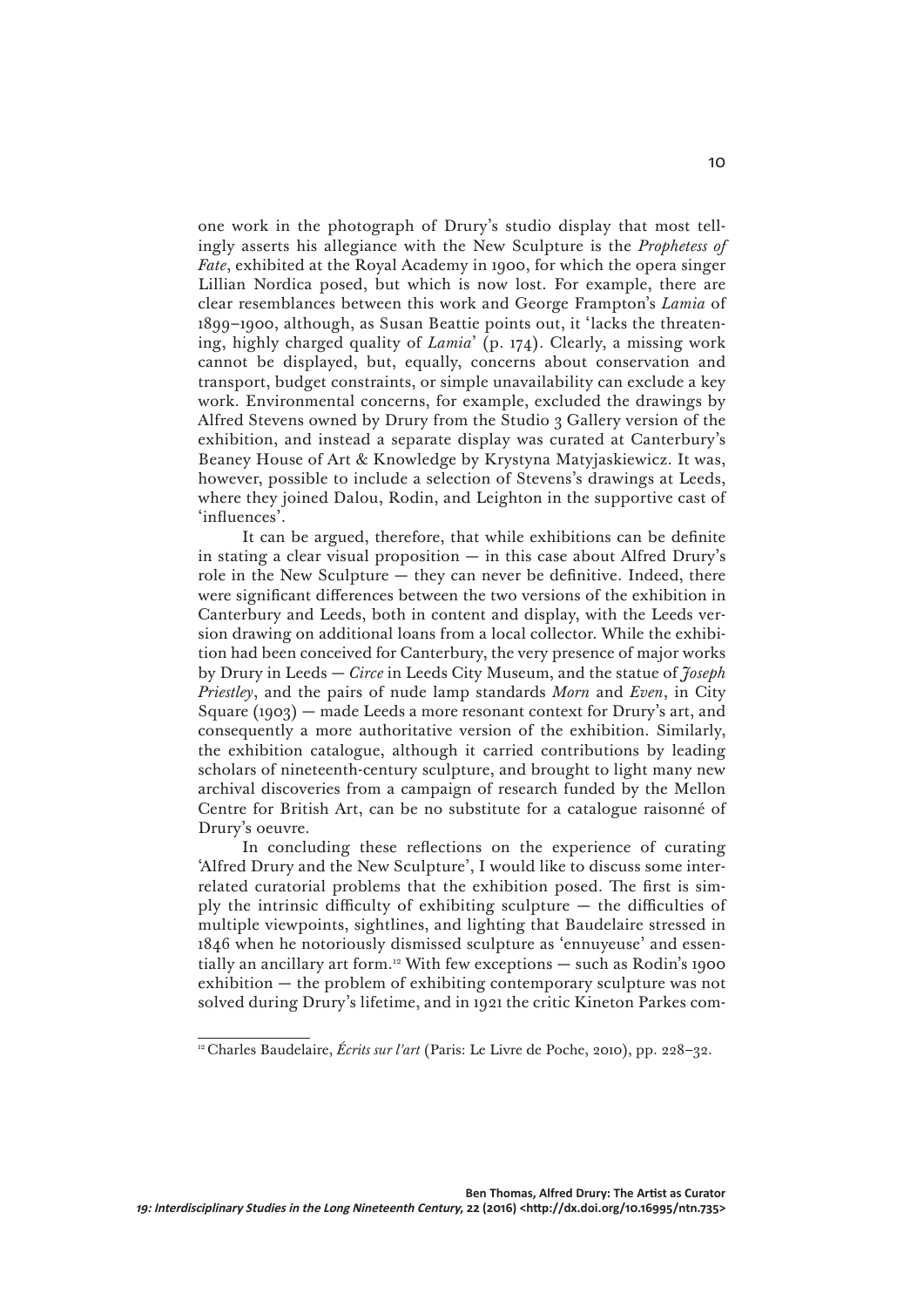one work in the photograph of Drury's studio display that most tellingly asserts his allegiance with the New Sculpture is the *Prophetess of Fate*, exhibited at the Royal Academy in 1900, for which the opera singer Lillian Nordica posed, but which is now lost. For example, there are clear resemblances between this work and George Frampton's *Lamia* of 1899–1900, although, as Susan Beattie points out, it 'lacks the threatening, highly charged quality of *Lamia*' (p. 174). Clearly, a missing work cannot be displayed, but, equally, concerns about conservation and transport, budget constraints, or simple unavailability can exclude a key work. Environmental concerns, for example, excluded the drawings by Alfred Stevens owned by Drury from the Studio 3 Gallery version of the exhibition, and instead a separate display was curated at Canterbury's Beaney House of Art & Knowledge by Krystyna Matyjaskiewicz. It was, however, possible to include a selection of Stevens's drawings at Leeds, where they joined Dalou, Rodin, and Leighton in the supportive cast of 'influences'.

It can be argued, therefore, that while exhibitions can be definite in stating a clear visual proposition — in this case about Alfred Drury's role in the New Sculpture — they can never be definitive. Indeed, there were significant differences between the two versions of the exhibition in Canterbury and Leeds, both in content and display, with the Leeds version drawing on additional loans from a local collector. While the exhibition had been conceived for Canterbury, the very presence of major works by Drury in Leeds — *Circe* in Leeds City Museum, and the statue of *Joseph Priestley*, and the pairs of nude lamp standards *Morn* and *Even*, in City Square (1903) — made Leeds a more resonant context for Drury's art, and consequently a more authoritative version of the exhibition. Similarly, the exhibition catalogue, although it carried contributions by leading scholars of nineteenth-century sculpture, and brought to light many new archival discoveries from a campaign of research funded by the Mellon Centre for British Art, can be no substitute for a catalogue raisonné of Drury's oeuvre.

In concluding these reflections on the experience of curating 'Alfred Drury and the New Sculpture', I would like to discuss some interrelated curatorial problems that the exhibition posed. The first is simply the intrinsic difficulty of exhibiting sculpture — the difficulties of multiple viewpoints, sightlines, and lighting that Baudelaire stressed in 1846 when he notoriously dismissed sculpture as 'ennuyeuse' and essentially an ancillary art form.[12] With few exceptions — such as Rodin's 1900 exhibition — the problem of exhibiting contemporary sculpture was not solved during Drury's lifetime, and in 1921 the critic Kineton Parkes com-

[12] Charles Baudelaire, *Écrits sur l'art* (Paris: Le Livre de Poche, 2010), pp. 228–32.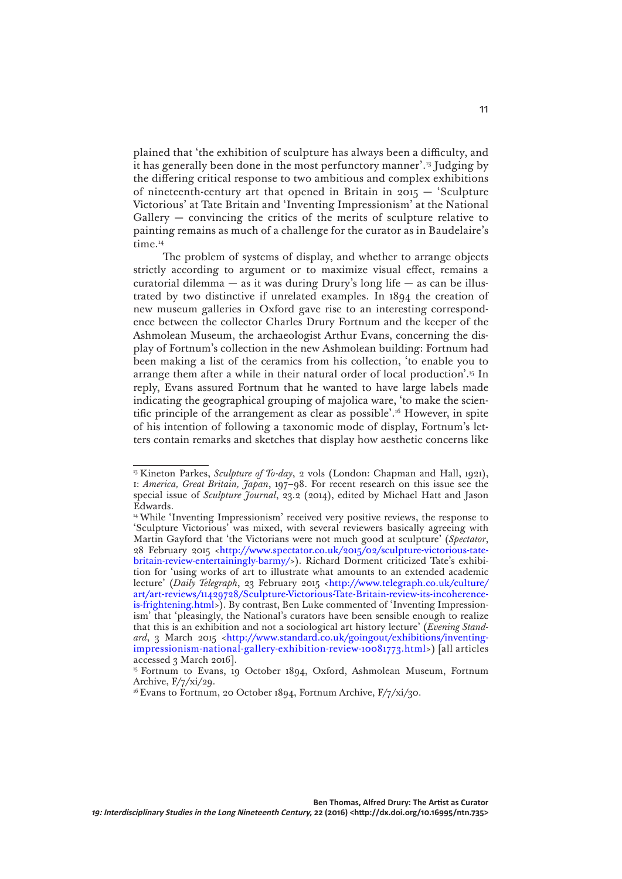plained that 'the exhibition of sculpture has always been a difficulty, and it has generally been done in the most perfunctory manner'.[13] Judging by the differing critical response to two ambitious and complex exhibitions of nineteenth-century art that opened in Britain in 2015 — 'Sculpture Victorious' at Tate Britain and 'Inventing Impressionism' at the National Gallery — convincing the critics of the merits of sculpture relative to painting remains as much of a challenge for the curator as in Baudelaire's time.[14]

The problem of systems of display, and whether to arrange objects strictly according to argument or to maximize visual effect, remains a curatorial dilemma — as it was during Drury's long life — as can be illustrated by two distinctive if unrelated examples. In 1894 the creation of new museum galleries in Oxford gave rise to an interesting correspondence between the collector Charles Drury Fortnum and the keeper of the Ashmolean Museum, the archaeologist Arthur Evans, concerning the display of Fortnum's collection in the new Ashmolean building: Fortnum had been making a list of the ceramics from his collection, 'to enable you to arrange them after a while in their natural order of local production'.[15] In reply, Evans assured Fortnum that he wanted to have large labels made indicating the geographical grouping of majolica ware, 'to make the scientific principle of the arrangement as clear as possible'.[16] However, in spite of his intention of following a taxonomic mode of display, Fortnum's letters contain remarks and sketches that display how aesthetic concerns like

---

[13] Kineton Parkes, *Sculpture of To-day*, 2 vols (London: Chapman and Hall, 1921), I: *America, Great Britain, Japan*, 197–98. For recent research on this issue see the special issue of *Sculpture Journal*, 23.2 (2014), edited by Michael Hatt and Jason Edwards.

[14] While 'Inventing Impressionism' received very positive reviews, the response to 'Sculpture Victorious' was mixed, with several reviewers basically agreeing with Martin Gayford that 'the Victorians were not much good at sculpture' (*Spectator*, 28 February 2015 <http://www.spectator.co.uk/2015/02/sculpture-victorious-tate-britain-review-entertainingly-barmy/>). Richard Dorment criticized Tate's exhibition for 'using works of art to illustrate what amounts to an extended academic lecture' (*Daily Telegraph*, 23 February 2015 <http://www.telegraph.co.uk/culture/art/art-reviews/11429728/Sculpture-Victorious-Tate-Britain-review-its-incoherence-is-frightening.html>). By contrast, Ben Luke commented of 'Inventing Impressionism' that 'pleasingly, the National's curators have been sensible enough to realize that this is an exhibition and not a sociological art history lecture' (*Evening Standard*, 3 March 2015 <http://www.standard.co.uk/goingout/exhibitions/inventing-impressionism-national-gallery-exhibition-review-10081773.html>) [all articles accessed 3 March 2016].

[15] Fortnum to Evans, 19 October 1894, Oxford, Ashmolean Museum, Fortnum Archive, F/7/xi/29.

[16] Evans to Fortnum, 20 October 1894, Fortnum Archive, F/7/xi/30.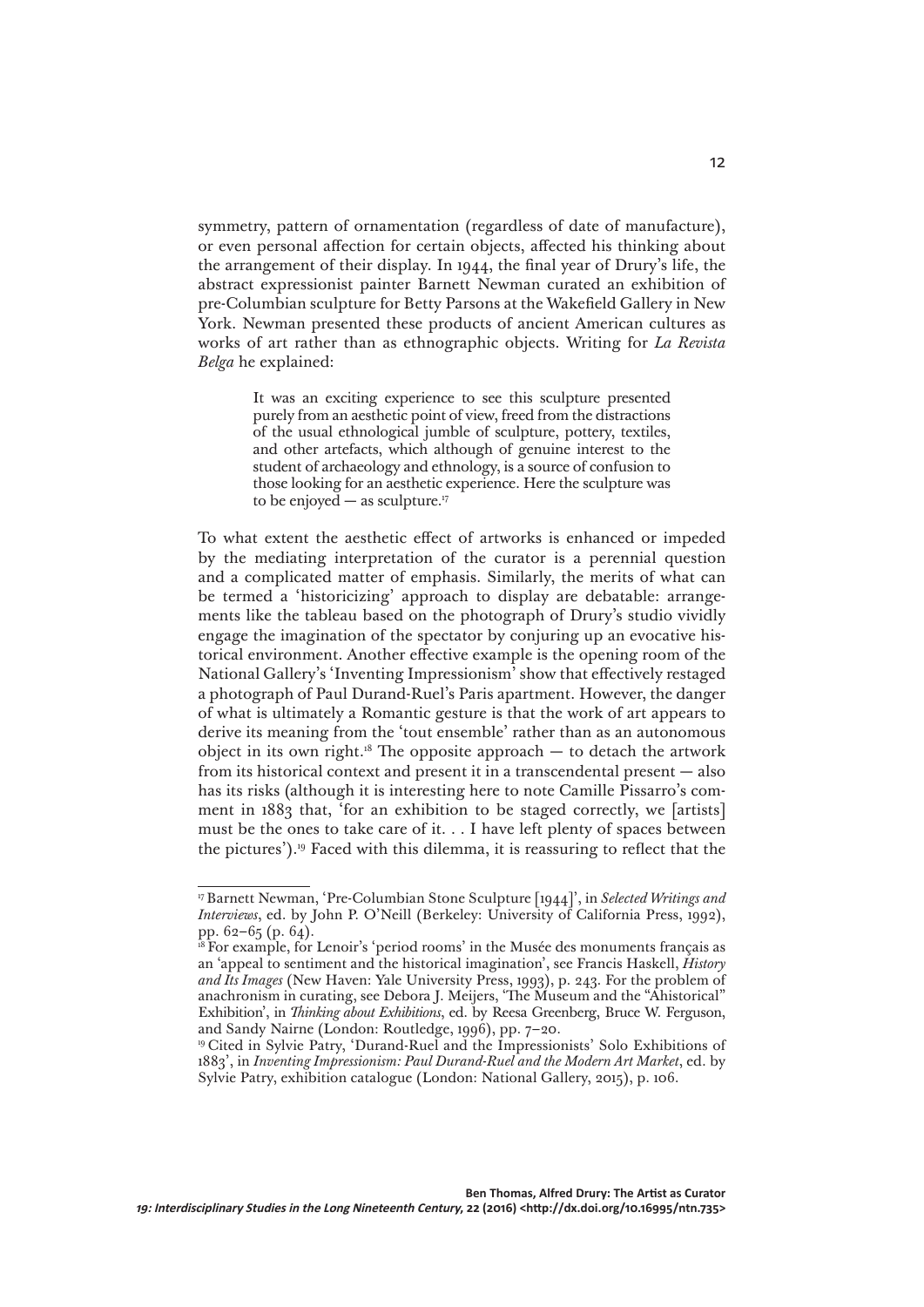symmetry, pattern of ornamentation (regardless of date of manufacture), or even personal affection for certain objects, affected his thinking about the arrangement of their display. In 1944, the final year of Drury's life, the abstract expressionist painter Barnett Newman curated an exhibition of pre-Columbian sculpture for Betty Parsons at the Wakefield Gallery in New York. Newman presented these products of ancient American cultures as works of art rather than as ethnographic objects. Writing for *La Revista Belga* he explained:

> It was an exciting experience to see this sculpture presented purely from an aesthetic point of view, freed from the distractions of the usual ethnological jumble of sculpture, pottery, textiles, and other artefacts, which although of genuine interest to the student of archaeology and ethnology, is a source of confusion to those looking for an aesthetic experience. Here the sculpture was to be enjoyed — as sculpture.[17]

To what extent the aesthetic effect of artworks is enhanced or impeded by the mediating interpretation of the curator is a perennial question and a complicated matter of emphasis. Similarly, the merits of what can be termed a 'historicizing' approach to display are debatable: arrangements like the tableau based on the photograph of Drury's studio vividly engage the imagination of the spectator by conjuring up an evocative historical environment. Another effective example is the opening room of the National Gallery's 'Inventing Impressionism' show that effectively restaged a photograph of Paul Durand-Ruel's Paris apartment. However, the danger of what is ultimately a Romantic gesture is that the work of art appears to derive its meaning from the 'tout ensemble' rather than as an autonomous object in its own right.[18] The opposite approach — to detach the artwork from its historical context and present it in a transcendental present — also has its risks (although it is interesting here to note Camille Pissarro's comment in 1883 that, 'for an exhibition to be staged correctly, we [artists] must be the ones to take care of it. . . I have left plenty of spaces between the pictures').[19] Faced with this dilemma, it is reassuring to reflect that the

---

[17] Barnett Newman, 'Pre-Columbian Stone Sculpture [1944]', in *Selected Writings and Interviews*, ed. by John P. O'Neill (Berkeley: University of California Press, 1992), pp. 62–65 (p. 64).

[18] For example, for Lenoir's 'period rooms' in the Musée des monuments français as an 'appeal to sentiment and the historical imagination', see Francis Haskell, *History and Its Images* (New Haven: Yale University Press, 1993), p. 243. For the problem of anachronism in curating, see Debora J. Meijers, 'The Museum and the "Ahistorical" Exhibition', in *Thinking about Exhibitions*, ed. by Reesa Greenberg, Bruce W. Ferguson, and Sandy Nairne (London: Routledge, 1996), pp. 7–20.

[19] Cited in Sylvie Patry, 'Durand-Ruel and the Impressionists' Solo Exhibitions of 1883', in *Inventing Impressionism: Paul Durand-Ruel and the Modern Art Market*, ed. by Sylvie Patry, exhibition catalogue (London: National Gallery, 2015), p. 106.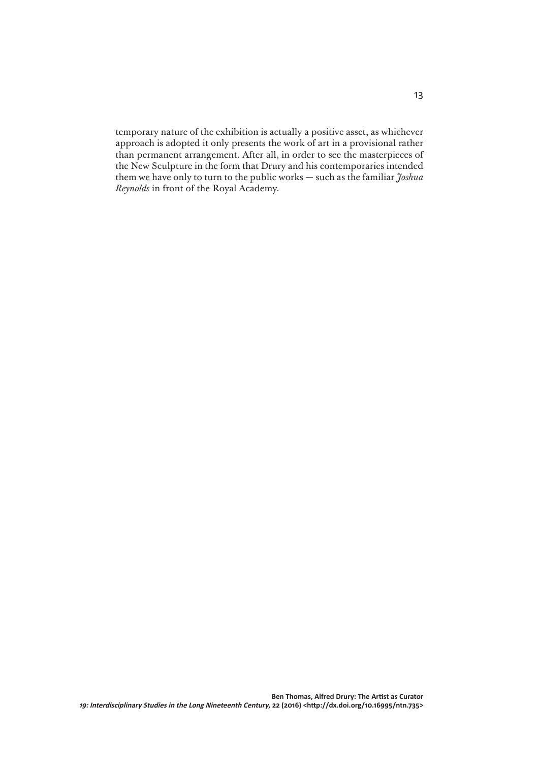temporary nature of the exhibition is actually a positive asset, as whichever approach is adopted it only presents the work of art in a provisional rather than permanent arrangement. After all, in order to see the masterpieces of the New Sculpture in the form that Drury and his contemporaries intended them we have only to turn to the public works — such as the familiar *Joshua Reynolds* in front of the Royal Academy.